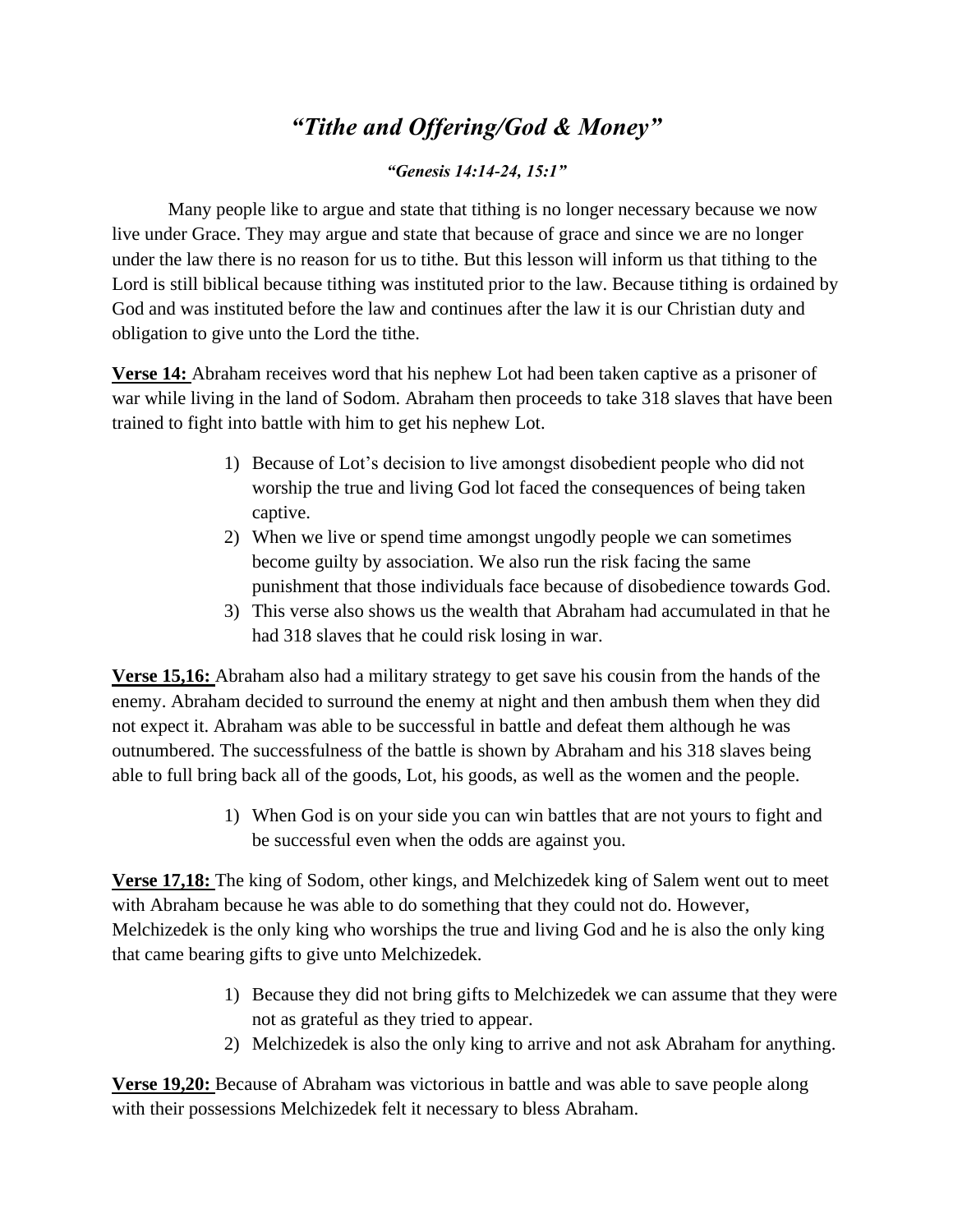# *"Tithe and Offering/God & Money"*

### *"Genesis 14:14-24, 15:1"*

Many people like to argue and state that tithing is no longer necessary because we now live under Grace. They may argue and state that because of grace and since we are no longer under the law there is no reason for us to tithe. But this lesson will inform us that tithing to the Lord is still biblical because tithing was instituted prior to the law. Because tithing is ordained by God and was instituted before the law and continues after the law it is our Christian duty and obligation to give unto the Lord the tithe.

**Verse 14:** Abraham receives word that his nephew Lot had been taken captive as a prisoner of war while living in the land of Sodom. Abraham then proceeds to take 318 slaves that have been trained to fight into battle with him to get his nephew Lot.

1) Because of Lot's decision to live amongst disobedient people who did not worship the true and living God lot faced the consequences of being taken captive.
2) When we live or spend time amongst ungodly people we can sometimes become guilty by association. We also run the risk facing the same punishment that those individuals face because of disobedience towards God.
3) This verse also shows us the wealth that Abraham had accumulated in that he had 318 slaves that he could risk losing in war.

**Verse 15,16:** Abraham also had a military strategy to get save his cousin from the hands of the enemy. Abraham decided to surround the enemy at night and then ambush them when they did not expect it. Abraham was able to be successful in battle and defeat them although he was outnumbered. The successfulness of the battle is shown by Abraham and his 318 slaves being able to full bring back all of the goods, Lot, his goods, as well as the women and the people.

1) When God is on your side you can win battles that are not yours to fight and be successful even when the odds are against you.

**Verse 17,18:** The king of Sodom, other kings, and Melchizedek king of Salem went out to meet with Abraham because he was able to do something that they could not do. However, Melchizedek is the only king who worships the true and living God and he is also the only king that came bearing gifts to give unto Melchizedek.

1) Because they did not bring gifts to Melchizedek we can assume that they were not as grateful as they tried to appear.
2) Melchizedek is also the only king to arrive and not ask Abraham for anything.

**Verse 19,20:** Because of Abraham was victorious in battle and was able to save people along with their possessions Melchizedek felt it necessary to bless Abraham.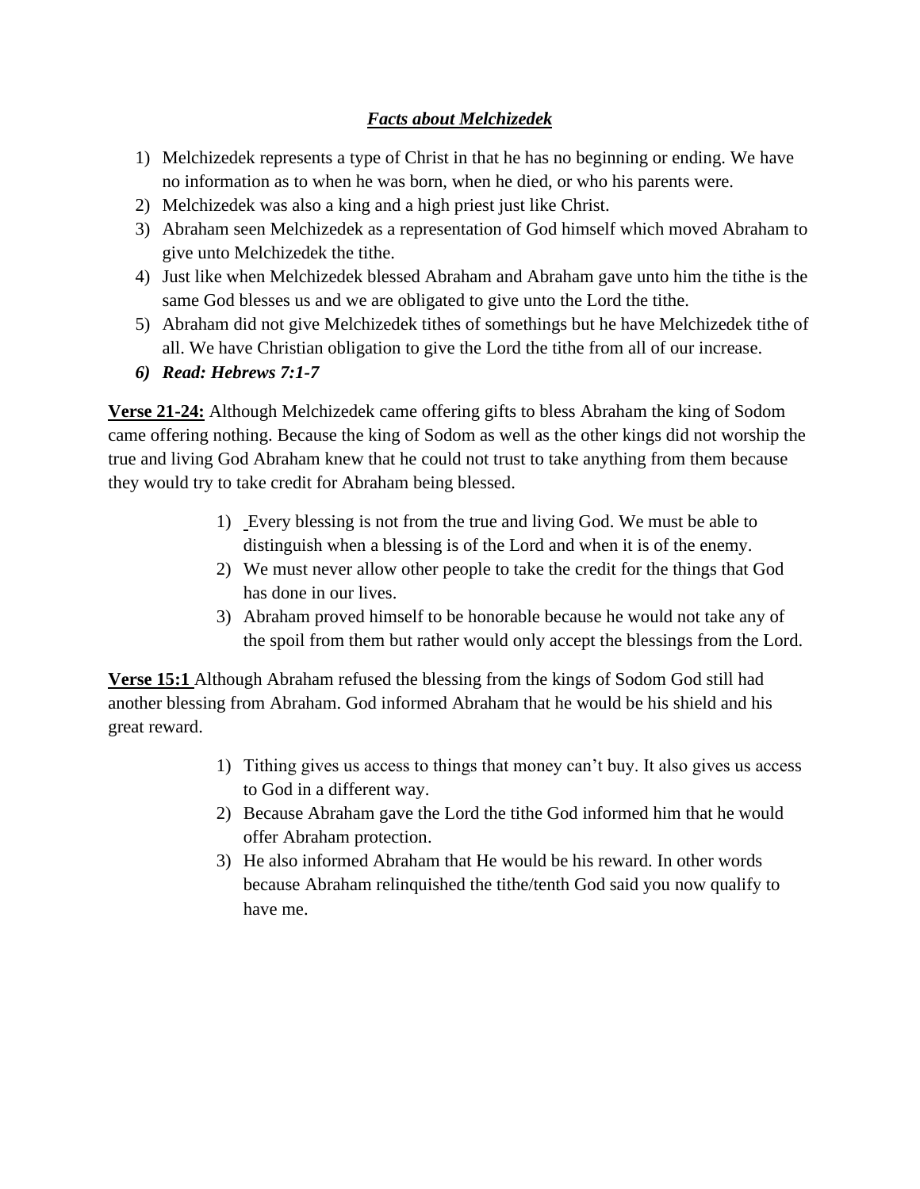***Facts about Melchizedek***

1) Melchizedek represents a type of Christ in that he has no beginning or ending. We have no information as to when he was born, when he died, or who his parents were.
2) Melchizedek was also a king and a high priest just like Christ.
3) Abraham seen Melchizedek as a representation of God himself which moved Abraham to give unto Melchizedek the tithe.
4) Just like when Melchizedek blessed Abraham and Abraham gave unto him the tithe is the same God blesses us and we are obligated to give unto the Lord the tithe.
5) Abraham did not give Melchizedek tithes of somethings but he have Melchizedek tithe of all. We have Christian obligation to give the Lord the tithe from all of our increase.
6) ***Read: Hebrews 7:1-7***

**Verse 21-24:** Although Melchizedek came offering gifts to bless Abraham the king of Sodom came offering nothing. Because the king of Sodom as well as the other kings did not worship the true and living God Abraham knew that he could not trust to take anything from them because they would try to take credit for Abraham being blessed.

1) Every blessing is not from the true and living God. We must be able to distinguish when a blessing is of the Lord and when it is of the enemy.
2) We must never allow other people to take the credit for the things that God has done in our lives.
3) Abraham proved himself to be honorable because he would not take any of the spoil from them but rather would only accept the blessings from the Lord.

**Verse 15:1** Although Abraham refused the blessing from the kings of Sodom God still had another blessing from Abraham. God informed Abraham that he would be his shield and his great reward.

1) Tithing gives us access to things that money can't buy. It also gives us access to God in a different way.
2) Because Abraham gave the Lord the tithe God informed him that he would offer Abraham protection.
3) He also informed Abraham that He would be his reward. In other words because Abraham relinquished the tithe/tenth God said you now qualify to have me.